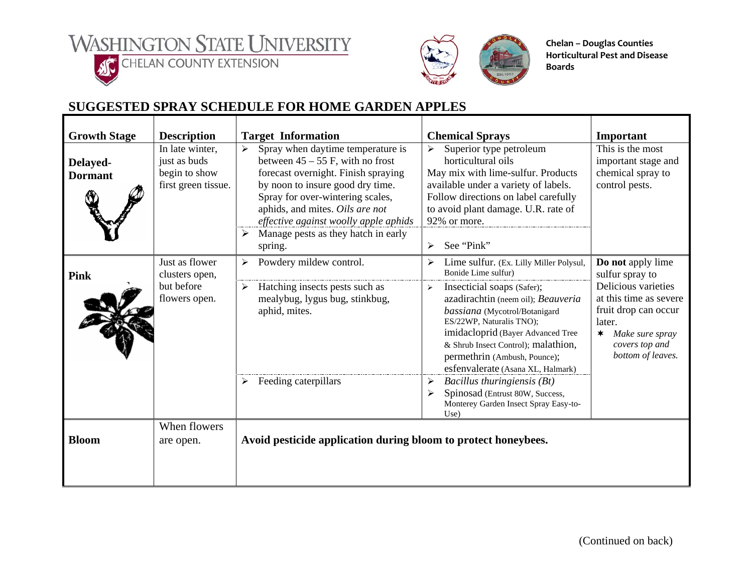Washington State University
Chelan County Extension

Chelan – Douglas Counties Horticultural Pest and Disease Boards

## SUGGESTED SPRAY SCHEDULE FOR HOME GARDEN APPLES

| Growth Stage | Description | Target Information | Chemical Sprays | Important |
|---|---|---|---|---|
| **Delayed-Dormant** | In late winter, just as buds begin to show first green tissue. | ➢ Spray when daytime temperature is between 45 – 55 F, with no frost forecast overnight. Finish spraying by noon to insure good dry time. Spray for over-wintering scales, aphids, and mites. *Oils are not effective against woolly apple aphids* | ➢ Superior type petroleum horticultural oils May mix with lime-sulfur. Products available under a variety of labels. Follow directions on label carefully to avoid plant damage. U.R. rate of 92% or more. | This is the most important stage and chemical spray to control pests. |
| | | ➢ Manage pests as they hatch in early spring. | ➢ See "Pink" | |
| **Pink** | Just as flower clusters open, but before flowers open. | ➢ Powdery mildew control. | ➢ Lime sulfur. (Ex. Lilly Miller Polysul, Bonide Lime sulfur) | **Do not** apply lime sulfur spray to Delicious varieties at this time as severe fruit drop can occur later. ✶ *Make sure spray covers top and bottom of leaves.* |
| | | ➢ Hatching insects pests such as mealybug, lygus bug, stinkbug, aphid, mites. | ➢ Insecticial soaps (Safer); azadirachtin (neem oil); *Beauveria bassiana* (Mycotrol/Botanigard ES/22WP, Naturalis TNO); imidacloprid (Bayer Advanced Tree & Shrub Insect Control); malathion, permethrin (Ambush, Pounce); esfenvalerate (Asana XL, Halmark) | |
| | | ➢ Feeding caterpillars | ➢ *Bacillus thuringiensis (Bt)* ➢ Spinosad (Entrust 80W, Success, Monterey Garden Insect Spray Easy-to-Use) | |
| **Bloom** | When flowers are open. | **Avoid pesticide application during bloom to protect honeybees.** | | |

(Continued on back)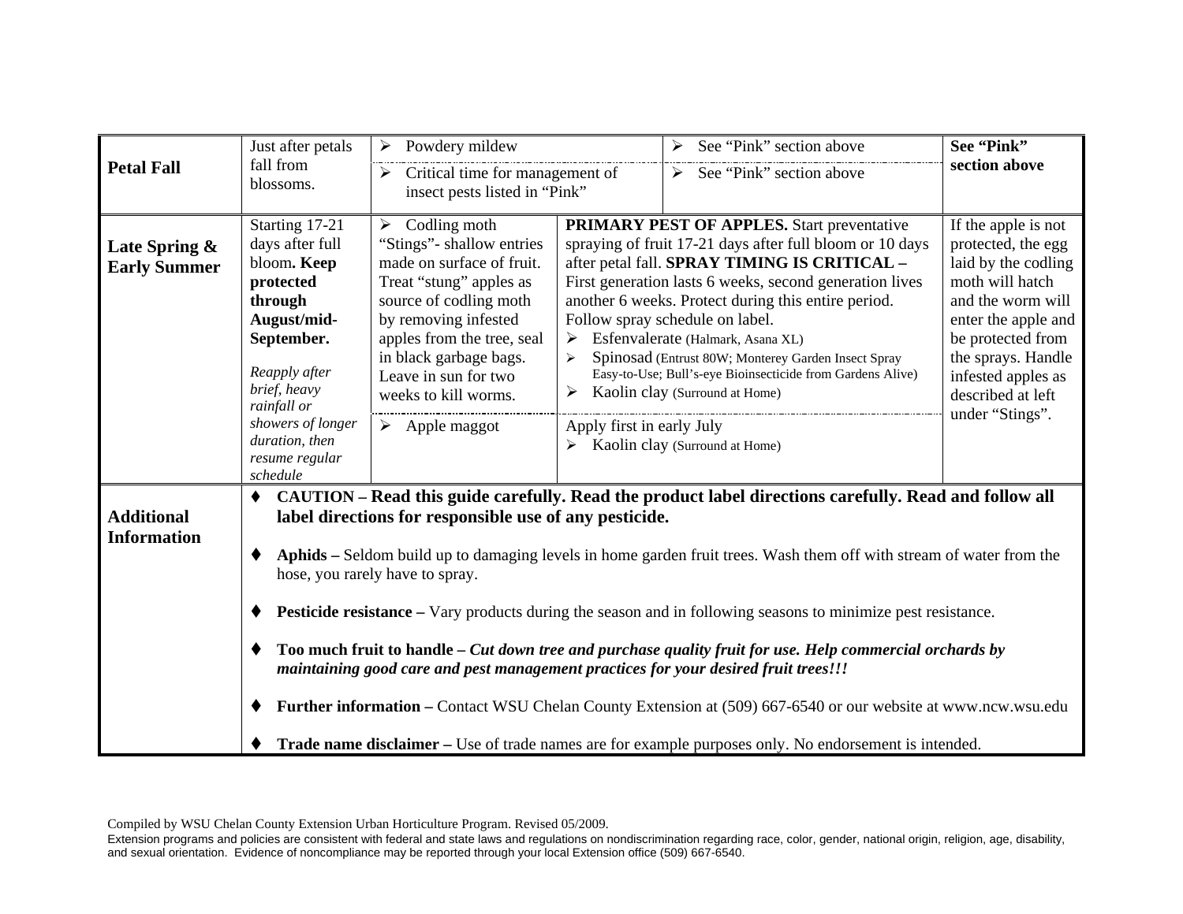| | | | | |
|---|---|---|---|---|
| **Petal Fall** | Just after petals fall from blossoms. | ➢ Powdery mildew | ➢ See "Pink" section above | **See "Pink" section above** |
| | | ➢ Critical time for management of insect pests listed in "Pink" | ➢ See "Pink" section above | |
| **Late Spring & Early Summer** | Starting 17-21 days after full bloom**. Keep protected through August/mid-September.** *Reapply after brief, heavy rainfall or showers of longer duration, then resume regular schedule* | ➢ Codling moth "Stings"- shallow entries made on surface of fruit. Treat "stung" apples as source of codling moth by removing infested apples from the tree, seal in black garbage bags. Leave in sun for two weeks to kill worms. | **PRIMARY PEST OF APPLES.** Start preventative spraying of fruit 17-21 days after full bloom or 10 days after petal fall. **SPRAY TIMING IS CRITICAL –** First generation lasts 6 weeks, second generation lives another 6 weeks. Protect during this entire period. Follow spray schedule on label. ➢ Esfenvalerate (Halmark, Asana XL) ➢ Spinosad (Entrust 80W; Monterey Garden Insect Spray Easy-to-Use; Bull's-eye Bioinsecticide from Gardens Alive) ➢ Kaolin clay (Surround at Home) | If the apple is not protected, the egg laid by the codling moth will hatch and the worm will enter the apple and be protected from the sprays. Handle infested apples as described at left under "Stings". |
| | | ➢ Apple maggot | Apply first in early July ➢ Kaolin clay (Surround at Home) | |
| **Additional Information** | ♦ **CAUTION – Read this guide carefully. Read the product label directions carefully. Read and follow all label directions for responsible use of any pesticide.** ♦ **Aphids –** Seldom build up to damaging levels in home garden fruit trees. Wash them off with stream of water from the hose, you rarely have to spray. ♦ **Pesticide resistance –** Vary products during the season and in following seasons to minimize pest resistance. ♦ **Too much fruit to handle –** ***Cut down tree and purchase quality fruit for use. Help commercial orchards by maintaining good care and pest management practices for your desired fruit trees!!!*** ♦ **Further information –** Contact WSU Chelan County Extension at (509) 667-6540 or our website at www.ncw.wsu.edu ♦ **Trade name disclaimer –** Use of trade names are for example purposes only. No endorsement is intended. | | | |

Compiled by WSU Chelan County Extension Urban Horticulture Program. Revised 05/2009.

Extension programs and policies are consistent with federal and state laws and regulations on nondiscrimination regarding race, color, gender, national origin, religion, age, disability, and sexual orientation. Evidence of noncompliance may be reported through your local Extension office (509) 667-6540.